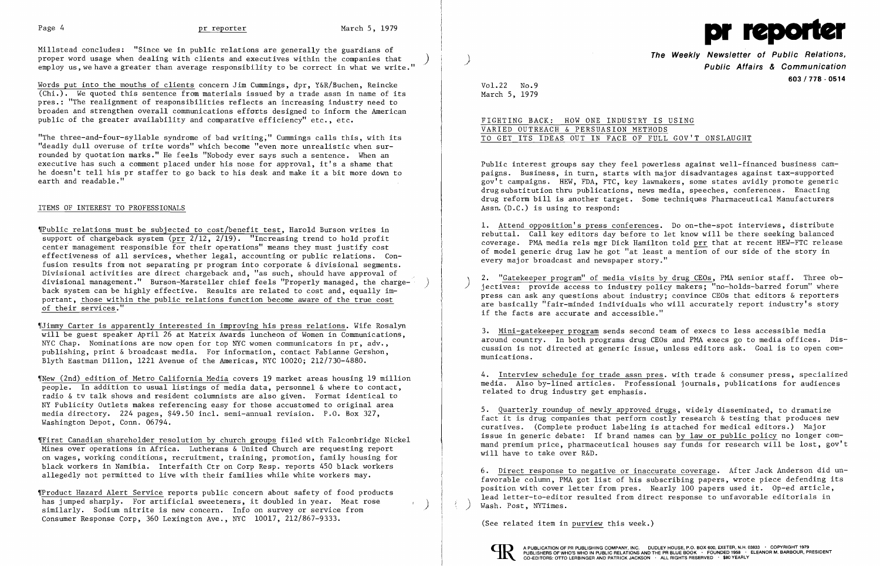Millstead concludes: "Since we in public relations are generally the guardians of proper word usage when dealing with clients and executives within the companies that employ us, we have a greater than average responsibility to be correct in what we write."

Words put into the mouths of clients concern Jim Cummings, dpr, Y&R/Buchen, Reincke (Chi.). We quoted this sentence from materials issued by a trade assn in name of its pres.: "The realignment of responsibilities reflects an increasing industry need to broaden and strengthen overall communications efforts designed to inform the American public of the greater availability and comparative efficiency" etc., etc.

"The three-and-four-syllable syndrome of bad writing," Cummings calls this, with its "deadly dull overuse of trite words" which become "even more unrealistic when surrounded by quotation marks." He feels "Nobody ever says such a sentence. When an executive has such a comment placed under his nose for approval, it's a shame that he doesn't tell his pr staffer to go back to his desk and make it a bit more down to earth and readable."

## ITEMS OF INTEREST TO PROFESSIONALS

¶Public relations must be subjected to cost/benefit test, Harold Burson writes in support of chargeback system (prr 2/12, 2/19). "Increasing trend to hold profit center management responsible for their operations" means they must justify cost effectiveness of all services, whether legal, accounting or public relations. Confusion results from not separating pr program into corporate & divisional segments. Divisional activities are direct chargeback and, "as such, should have approval of divisional management." Burson-Marsteller chief feels "Properly managed, the chargeback system can be highly effective. Results are related to cost and, equally important, those within the public relations function become aware of the true cost of their services."

¶Jimmy Carter is apparently interested in improving his press relations. Wife Rosalyn will be guest speaker April 26 at Matrix Awards luncheon of Women in Communications, NYC Chap. Nominations are now open for top NYC women communicators in pr, adv., publishing, print & broadcast media. For information, contact Fabianne Gershon, Blyth Eastman Dillon, 1221 Avenue of the Americas, NYC 10020; 212/730-4880.

¶New (2nd) edition of Metro California Media covers 19 market areas housing 19 million people. In addition to usual listings of media data, personnel & where to contact, radio & tv talk shows and resident columnists are also given. Format identical to NY Publicity Outlets makes referencing easy for those accustomed to original area media directory. 224 pages, $49.50 incl. semi-annual revision. P.O. Box 327, Washington Depot, Conn. 06794.

¶First Canadian shareholder resolution by church groups filed with Falconbridge Nickel Mines over operations in Africa. Lutherans & United Church are requesting report on wages, working conditions, recruitment, training, promotion, family housing for black workers in Namibia. Interfaith Ctr on Corp Resp. reports 450 black workers allegedly not permitted to live with their families while white workers may.

¶Product Hazard Alert Service reports public concern about safety of food products has jumped sharply. For artificial sweeteners, it doubled in year. Meat rose similarly. Sodium nitrite is new concern. Info on survey or service from Consumer Response Corp, 360 Lexington Ave., NYC 10017, 212/867-9333.

# pr reporter

**The Weekly Newsletter of Public Relations, Public Affairs & Communication**
**603 / 778 - 0514**

Vol.22 No.9
March 5, 1979

## FIGHTING BACK: HOW ONE INDUSTRY IS USING VARIED OUTREACH & PERSUASION METHODS TO GET ITS IDEAS OUT IN FACE OF FULL GOV'T ONSLAUGHT

Public interest groups say they feel powerless against well-financed business campaigns. Business, in turn, starts with major disadvantages against tax-supported gov't campaigns. HEW, FDA, FTC, key lawmakers, some states avidly promote generic drug substitution thru publications, news media, speeches, conferences. Enacting drug reform bill is another target. Some techniques Pharmaceutical Manufacturers Assn. (D.C.) is using to respond:

1. Attend opposition's press conferences. Do on-the-spot interviews, distribute rebuttal. Call key editors day before to let know will be there seeking balanced coverage. PMA media rels mgr Dick Hamilton told prr that at recent HEW-FTC release of model generic drug law he got "at least a mention of our side of the story in every major broadcast and newspaper story."

2. "Gatekeeper program" of media visits by drug CEOs, PMA senior staff. Three objectives: provide access to industry policy makers; "no-holds-barred forum" where press can ask any questions about industry; convince CEOs that editors & reporters are basically "fair-minded individuals who will accurately report industry's story if the facts are accurate and accessible."

3. Mini-gatekeeper program sends second team of execs to less accessible media around country. In both programs drug CEOs and PMA execs go to media offices. Discussion is not directed at generic issue, unless editors ask. Goal is to open communications.

4. Interview schedule for trade assn pres. with trade & consumer press, specialized media. Also by-lined articles. Professional journals, publications for audiences related to drug industry get emphasis.

5. Quarterly roundup of newly approved drugs, widely disseminated, to dramatize fact it is drug companies that perform costly research & testing that produces new curatives. (Complete product labeling is attached for medical editors.) Major issue in generic debate: If brand names can by law or public policy no longer command premium price, pharmaceutical houses say funds for research will be lost, gov't will have to take over R&D.

6. Direct response to negative or inaccurate coverage. After Jack Anderson did unfavorable column, PMA got list of his subscribing papers, wrote piece defending its position with cover letter from pres. Nearly 100 papers used it. Op-ed article, lead letter-to-editor resulted from direct response to unfavorable editorials in Wash. Post, NYTimes.

(See related item in purview this week.)

A PUBLICATION OF PR PUBLISHING COMPANY, INC. DUDLEY HOUSE, P.O. BOX 600, EXETER, N.H. 03833 · COPYRIGHT 1979 PUBLISHERS OF WHO'S WHO IN PUBLIC RELATIONS AND THE PR BLUE BOOK · FOUNDED 1958 · ELEANOR M. BARBOUR, PRESIDENT CO-EDITORS: OTTO LERBINGER AND PATRICK JACKSON · ALL RIGHTS RESERVED · $80 YEARLY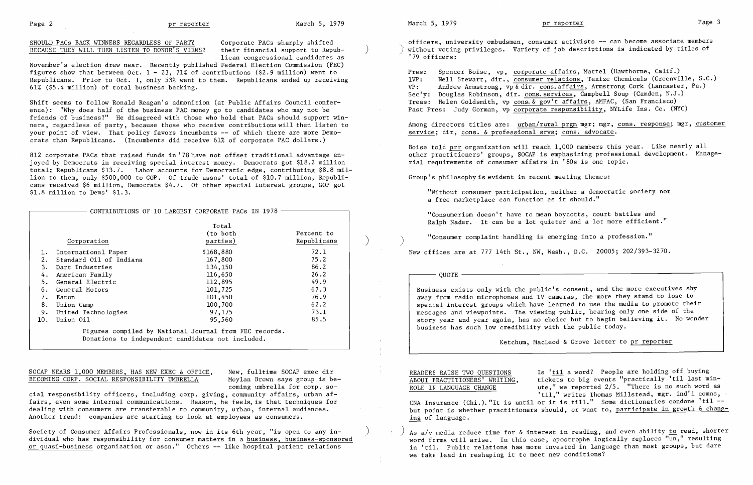## SHOULD PACs BACK WINNERS REGARDLESS OF PARTY BECAUSE THEY WILL THEN LISTEN TO DONOR'S VIEWS?

Corporate PACs sharply shifted their financial support to Republican congressional candidates as November's election drew near. Recently published Federal Election Commission (FEC) figures show that between Oct. 1 - 23, 71% of contributions ($2.9 million) went to Republicans. Prior to Oct. 1, only 53% went to them. Republicans ended up receiving 61% ($5.4 million) of total business backing.

Shift seems to follow Ronald Reagan's admonition (at Public Affairs Council conference): "Why does half of the business PAC money go to candidates who may not be friends of business?" He disagreed with those who hold that PACs should support winners, regardless of party, because those who receive contributions will then listen to your point of view. That policy favors incumbents -- of which there are more Democrats than Republicans. (Incumbents did receive 61% of corporate PAC dollars.)

812 corporate PACs that raised funds in '78 have not offset traditional advantage enjoyed by Democrats in receiving special interest money. Democrats got $18.2 million total; Republicans $13.7. Labor accounts for Democratic edge, contributing $8.8 million to them, only $500,000 to GOP. Of trade assns' total of $10.7 million, Republicans received $6 million, Democrats $4.7. Of other special interest groups, GOP got $1.8 million to Dems' $1.3.

**CONTRIBUTIONS OF 10 LARGEST CORPORATE PACs IN 1978**

| | Corporation | Total (to both parties) | Percent to Republicans |
|---|---|---|---|
| 1. | International Paper | $168,880 | 72.1 |
| 2. | Standard Oil of Indiana | 167,800 | 75.2 |
| 3. | Dart Industries | 134,150 | 86.2 |
| 4. | American Family | 116,650 | 26.2 |
| 5. | General Electric | 112,895 | 49.9 |
| 6. | General Motors | 101,725 | 67.3 |
| 7. | Eaton | 101,450 | 76.9 |
| 8. | Union Camp | 100,700 | 62.2 |
| 9. | United Technologies | 97,175 | 73.1 |
| 10. | Union Oil | 95,560 | 85.5 |

Figures compiled by National Journal from FEC records. Donations to independent candidates not included.

## SOCAP NEARS 1,000 MEMBERS, HAS NEW EXEC & OFFICE, BECOMING CORP. SOCIAL RESPONSIBILITY UMBRELLA

New, fulltime SOCAP exec dir Moylan Brown says group is becoming umbrella for corp. social responsibility officers, including corp. giving, community affairs, urban affairs, even some internal communications. Reason, he feels, is that techniques for dealing with consumers are transferable to community, urban, internal audiences. Another trend: companies are starting to look at employees as consumers.

Society of Consumer Affairs Professionals, now in its 6th year, "is open to any individual who has responsibility for consumer matters in a business, business-sponsored or quasi-business organization or assn." Others -- like hospital patient relations officers, university ombudsmen, consumer activists -- can become associate members without voting privileges. Variety of job descriptions is indicated by titles of '79 officers:

Pres: Spencer Boise, vp, corporate affairs, Mattel (Hawthorne, Calif.)
1VP: Nell Stewart, dir., consumer relations, Texize Chemicals (Greenville, S.C.)
VP: Andrew Armstrong, vp & dir. cons. affairs, Armstrong Cork (Lancaster, Pa.)
Sec'y: Douglas Robinson, dir. cons. services, Campbell Soup (Camden, N.J.)
Treas: Helen Goldsmith, vp cons. & gov't affairs, AMFAC, (San Francisco)
Past Pres: Judy Gorman, vp corporate responsibility, NYLife Ins. Co. (NYC)

Among directors titles are: urban/rural prgm mgr; mgr, cons. response; mgr, customer service; dir, cons. & professional srvs; cons. advocate.

Boise told prr organization will reach 1,000 members this year. Like nearly all other practitioners' groups, SOCAP is emphasizing professional development. Managerial requirements of consumer affairs in '80s is one topic.

Group's philosophy is evident in recent meeting themes:

> "Without consumer participation, neither a democratic society nor a free marketplace can function as it should."
>
> "Consumerism doesn't have to mean boycotts, court battles and Ralph Nader. It can be a lot quieter and a lot more efficient."
>
> "Consumer complaint handling is emerging into a profession."

New offices are at 777 14th St., NW, Wash., D.C. 20005; 202/393-3270.

**QUOTE**

Business exists only with the public's consent, and the more executives shy away from radio microphones and TV cameras, the more they stand to lose to special interest groups which have learned to use the media to promote their messages and viewpoints. The viewing public, hearing only one side of the story year and year again, has no choice but to begin believing it. No wonder business has such low credibility with the public today.

Ketchum, MacLeod & Grove letter to pr reporter

## READERS RAISE TWO QUESTIONS ABOUT PRACTITIONERS' WRITING, ROLE IN LANGUAGE CHANGE

Is 'til a word? People are holding off buying tickets to big events "practically 'til last minute," we reported 2/5. "There is no such word as 'til," writes Thomas Millstead, mgr. ind'l comns, CNA Insurance (Chi.). "It is until or it is till." Some dictionaries condone 'til -- but point is whether practitioners should, or want to, participate in growth & changing of language.

As a/v media reduce time for & interest in reading, and even ability to read, shorter word forms will arise. In this case, apostrophe logically replaces "un," resulting in 'til. Public relations has more invested in language than most groups, but dare we take lead in reshaping it to meet new conditions?